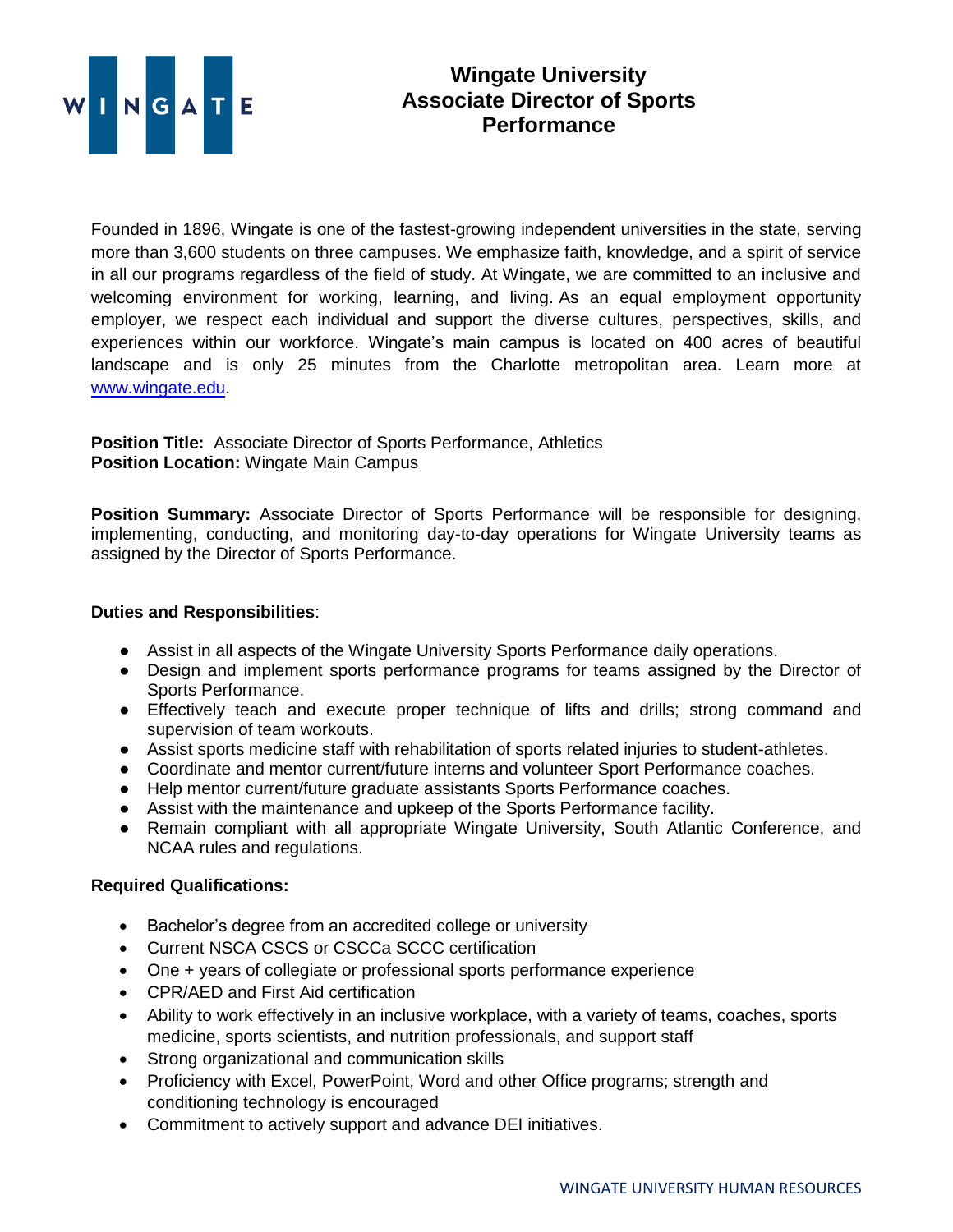# Wingate University Associate Director of Sports Performance

Founded in 1896, Wingate is one of the fastest-growing independent universities in the state, serving more than 3,600 students on three campuses. We emphasize faith, knowledge, and a spirit of service in all our programs regardless of the field of study. At Wingate, we are committed to an inclusive and welcoming environment for working, learning, and living. As an equal employment opportunity employer, we respect each individual and support the diverse cultures, perspectives, skills, and experiences within our workforce. Wingate's main campus is located on 400 acres of beautiful landscape and is only 25 minutes from the Charlotte metropolitan area. Learn more at [www.wingate.edu](http://www.wingate.edu).

**Position Title:** Associate Director of Sports Performance, Athletics
**Position Location:** Wingate Main Campus

**Position Summary:** Associate Director of Sports Performance will be responsible for designing, implementing, conducting, and monitoring day-to-day operations for Wingate University teams as assigned by the Director of Sports Performance.

**Duties and Responsibilities**:

- Assist in all aspects of the Wingate University Sports Performance daily operations.
- Design and implement sports performance programs for teams assigned by the Director of Sports Performance.
- Effectively teach and execute proper technique of lifts and drills; strong command and supervision of team workouts.
- Assist sports medicine staff with rehabilitation of sports related injuries to student-athletes.
- Coordinate and mentor current/future interns and volunteer Sport Performance coaches.
- Help mentor current/future graduate assistants Sports Performance coaches.
- Assist with the maintenance and upkeep of the Sports Performance facility.
- Remain compliant with all appropriate Wingate University, South Atlantic Conference, and NCAA rules and regulations.

**Required Qualifications:**

- Bachelor's degree from an accredited college or university
- Current NSCA CSCS or CSCCa SCCC certification
- One + years of collegiate or professional sports performance experience
- CPR/AED and First Aid certification
- Ability to work effectively in an inclusive workplace, with a variety of teams, coaches, sports medicine, sports scientists, and nutrition professionals, and support staff
- Strong organizational and communication skills
- Proficiency with Excel, PowerPoint, Word and other Office programs; strength and conditioning technology is encouraged
- Commitment to actively support and advance DEI initiatives.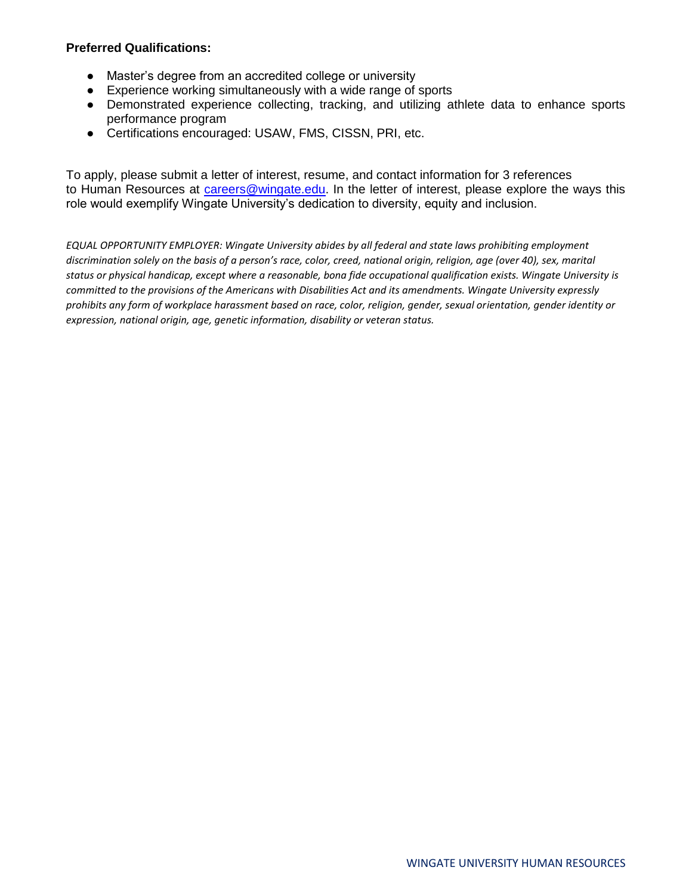**Preferred Qualifications:**

- Master's degree from an accredited college or university
- Experience working simultaneously with a wide range of sports
- Demonstrated experience collecting, tracking, and utilizing athlete data to enhance sports performance program
- Certifications encouraged: USAW, FMS, CISSN, PRI, etc.

To apply, please submit a letter of interest, resume, and contact information for 3 references to Human Resources at careers@wingate.edu. In the letter of interest, please explore the ways this role would exemplify Wingate University's dedication to diversity, equity and inclusion.

*EQUAL OPPORTUNITY EMPLOYER: Wingate University abides by all federal and state laws prohibiting employment discrimination solely on the basis of a person's race, color, creed, national origin, religion, age (over 40), sex, marital status or physical handicap, except where a reasonable, bona fide occupational qualification exists. Wingate University is committed to the provisions of the Americans with Disabilities Act and its amendments. Wingate University expressly prohibits any form of workplace harassment based on race, color, religion, gender, sexual orientation, gender identity or expression, national origin, age, genetic information, disability or veteran status.*